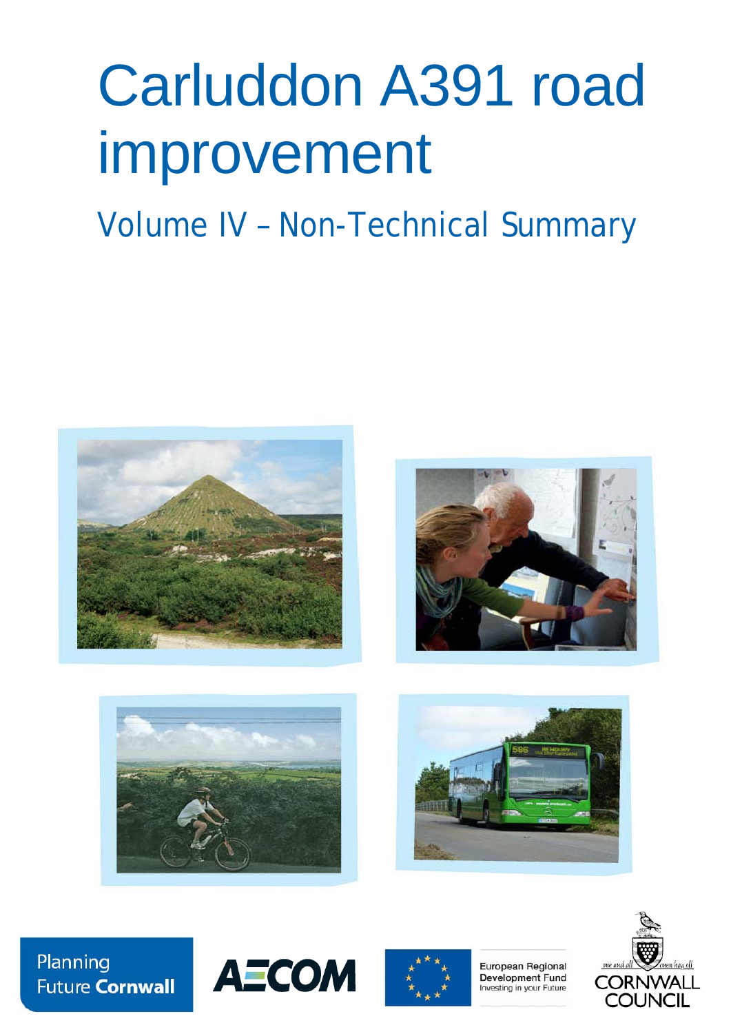# Carluddon A391 road improvement

## Volume IV – Non-Technical Summary

Planning Future Cornwall

AECOM

European Regional Development Fund
Investing in your Future

Cornwall Council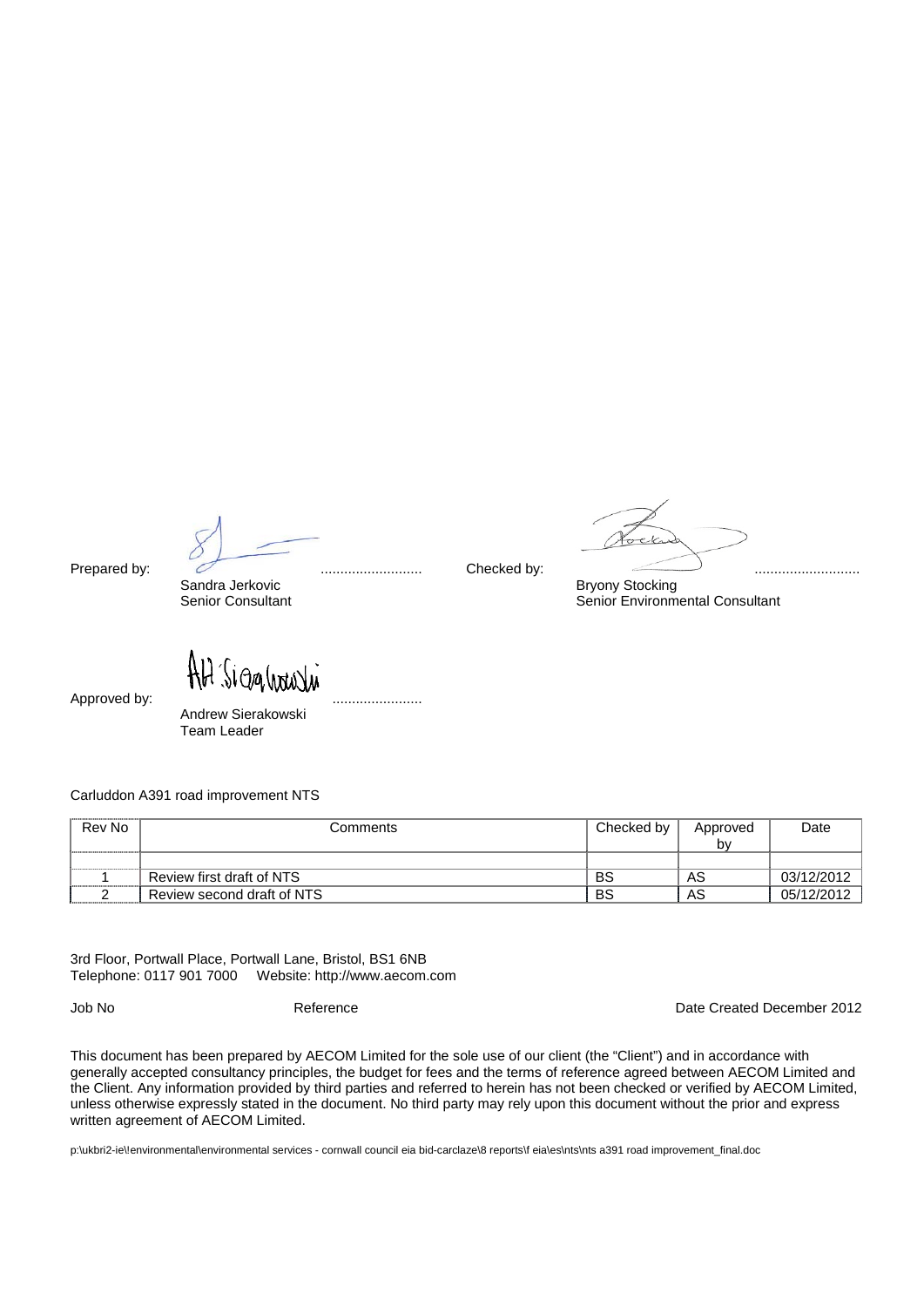Prepared by: .......................... Sandra Jerkovic, Senior Consultant

Checked by: .......................... Bryony Stocking, Senior Environmental Consultant

Approved by: ....................... Andrew Sierakowski, Team Leader

Carluddon A391 road improvement NTS

| Rev No | Comments | Checked by | Approved by | Date |
|---|---|---|---|---|
| | | | | |
| 1 | Review first draft of NTS | BS | AS | 03/12/2012 |
| 2 | Review second draft of NTS | BS | AS | 05/12/2012 |

3rd Floor, Portwall Place, Portwall Lane, Bristol, BS1 6NB
Telephone: 0117 901 7000 Website: http://www.aecom.com

Job No Reference Date Created December 2012

This document has been prepared by AECOM Limited for the sole use of our client (the "Client") and in accordance with generally accepted consultancy principles, the budget for fees and the terms of reference agreed between AECOM Limited and the Client. Any information provided by third parties and referred to herein has not been checked or verified by AECOM Limited, unless otherwise expressly stated in the document. No third party may rely upon this document without the prior and express written agreement of AECOM Limited.

p:\ukbri2-ie\!environmental\environmental services - cornwall council eia bid-carclaze\8 reports\f eia\es\nts\nts a391 road improvement_final.doc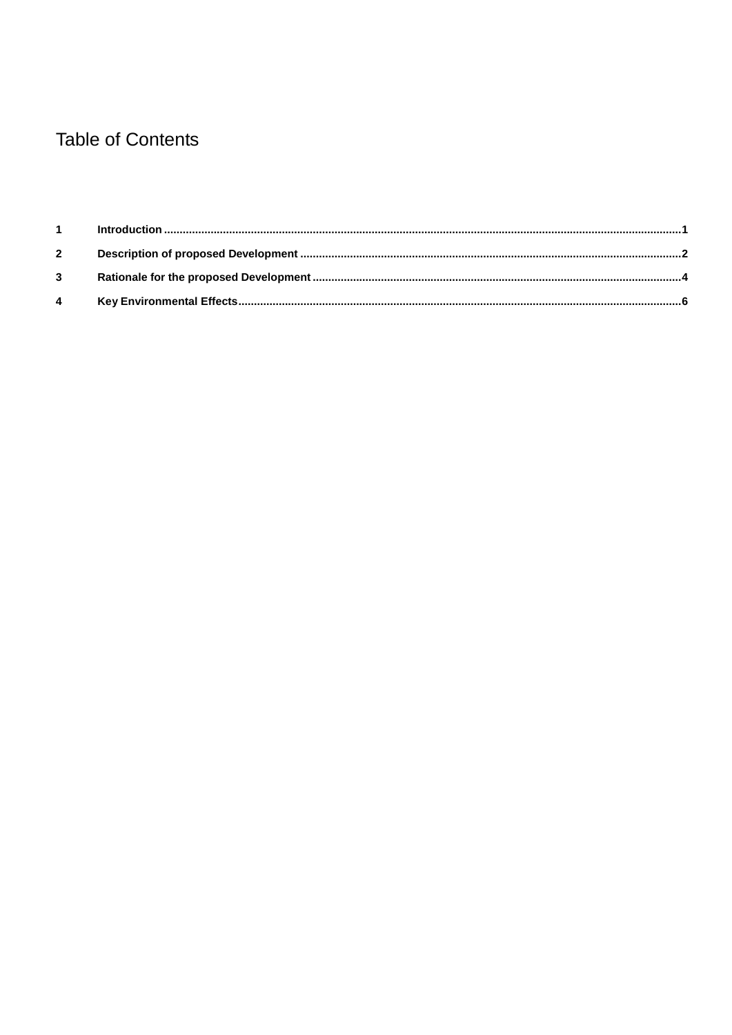# Table of Contents

| | | |
|---|---|---|
| **1** | **Introduction** | **1** |
| **2** | **Description of proposed Development** | **2** |
| **3** | **Rationale for the proposed Development** | **4** |
| **4** | **Key Environmental Effects** | **6** |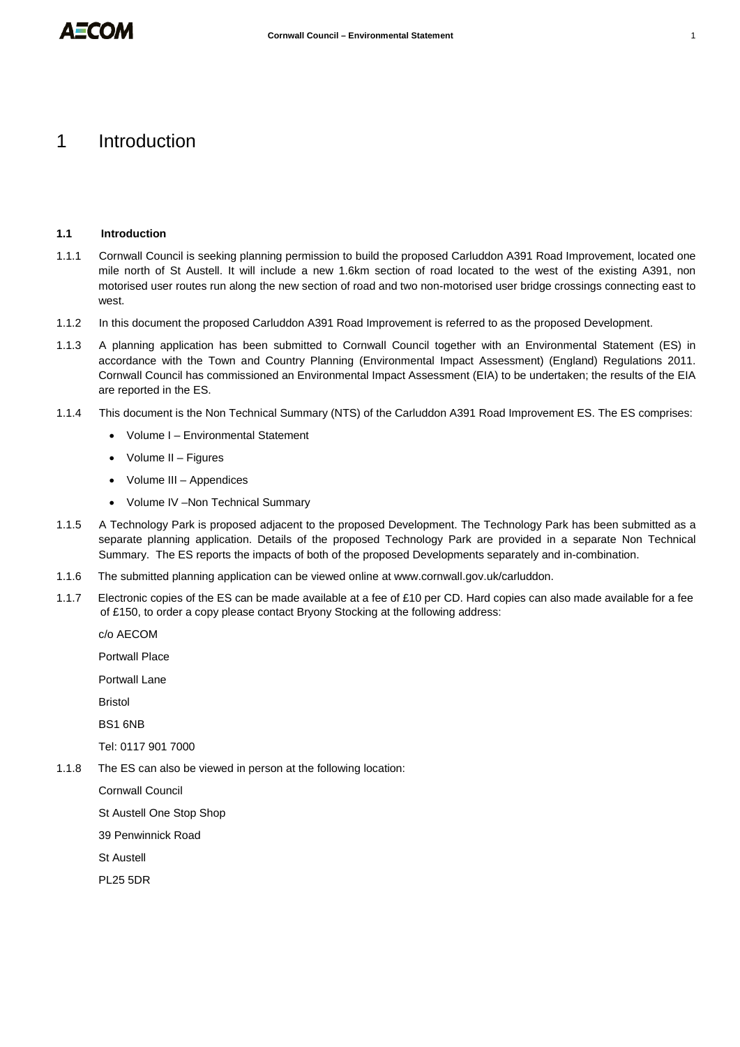# 1 Introduction

### 1.1 Introduction

1.1.1 Cornwall Council is seeking planning permission to build the proposed Carluddon A391 Road Improvement, located one mile north of St Austell. It will include a new 1.6km section of road located to the west of the existing A391, non motorised user routes run along the new section of road and two non-motorised user bridge crossings connecting east to west.

1.1.2 In this document the proposed Carluddon A391 Road Improvement is referred to as the proposed Development.

1.1.3 A planning application has been submitted to Cornwall Council together with an Environmental Statement (ES) in accordance with the Town and Country Planning (Environmental Impact Assessment) (England) Regulations 2011. Cornwall Council has commissioned an Environmental Impact Assessment (EIA) to be undertaken; the results of the EIA are reported in the ES.

1.1.4 This document is the Non Technical Summary (NTS) of the Carluddon A391 Road Improvement ES. The ES comprises:

- Volume I – Environmental Statement
- Volume II – Figures
- Volume III – Appendices
- Volume IV –Non Technical Summary

1.1.5 A Technology Park is proposed adjacent to the proposed Development. The Technology Park has been submitted as a separate planning application. Details of the proposed Technology Park are provided in a separate Non Technical Summary. The ES reports the impacts of both of the proposed Developments separately and in-combination.

1.1.6 The submitted planning application can be viewed online at www.cornwall.gov.uk/carluddon.

1.1.7 Electronic copies of the ES can be made available at a fee of £10 per CD. Hard copies can also made available for a fee of £150, to order a copy please contact Bryony Stocking at the following address:

c/o AECOM

Portwall Place

Portwall Lane

Bristol

BS1 6NB

Tel: 0117 901 7000

1.1.8 The ES can also be viewed in person at the following location:

Cornwall Council

St Austell One Stop Shop

39 Penwinnick Road

St Austell

PL25 5DR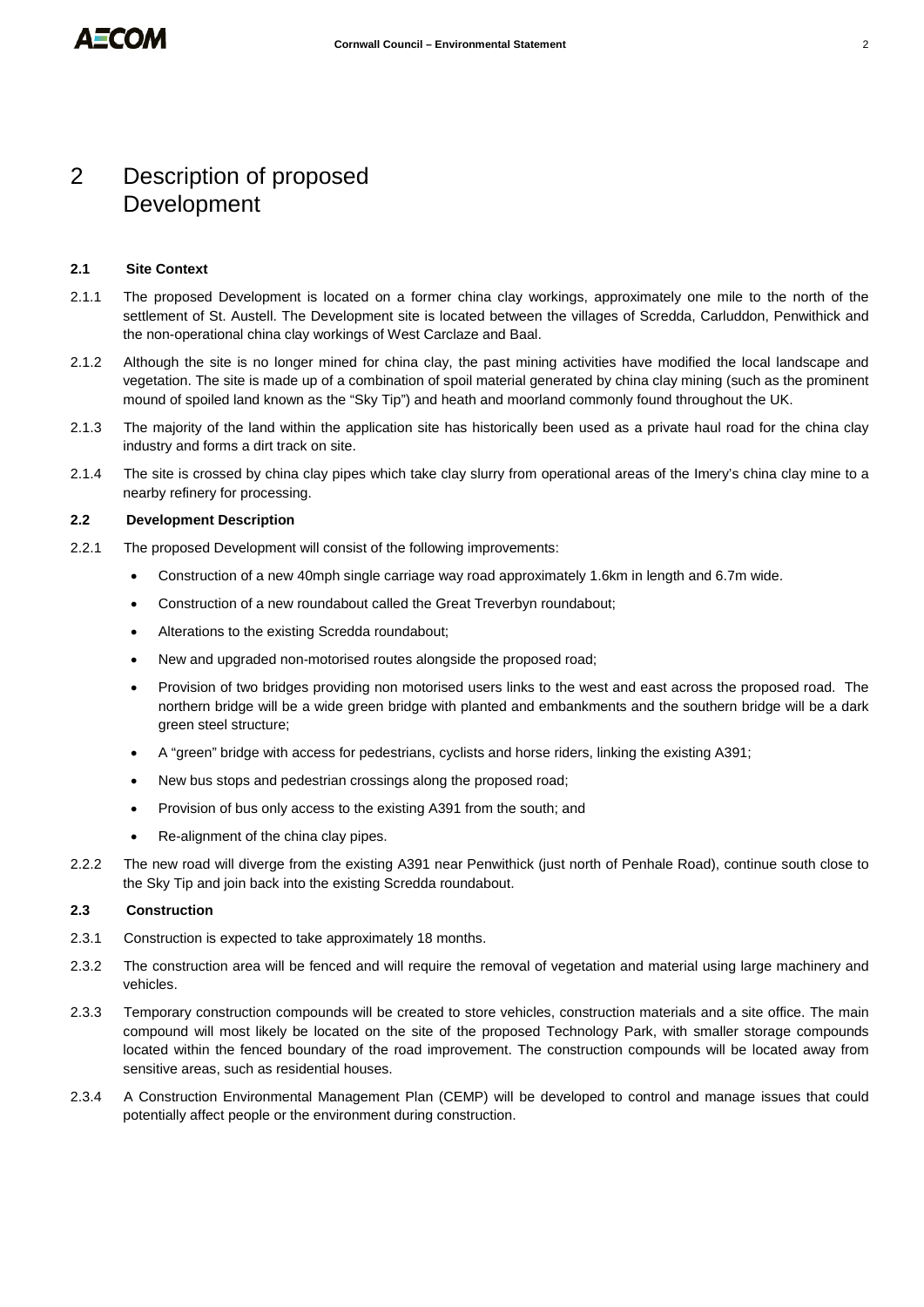# 2 Description of proposed Development

### 2.1 Site Context

2.1.1 The proposed Development is located on a former china clay workings, approximately one mile to the north of the settlement of St. Austell. The Development site is located between the villages of Scredda, Carluddon, Penwithick and the non-operational china clay workings of West Carclaze and Baal.

2.1.2 Although the site is no longer mined for china clay, the past mining activities have modified the local landscape and vegetation. The site is made up of a combination of spoil material generated by china clay mining (such as the prominent mound of spoiled land known as the "Sky Tip") and heath and moorland commonly found throughout the UK.

2.1.3 The majority of the land within the application site has historically been used as a private haul road for the china clay industry and forms a dirt track on site.

2.1.4 The site is crossed by china clay pipes which take clay slurry from operational areas of the Imery's china clay mine to a nearby refinery for processing.

### 2.2 Development Description

2.2.1 The proposed Development will consist of the following improvements:

- Construction of a new 40mph single carriage way road approximately 1.6km in length and 6.7m wide.
- Construction of a new roundabout called the Great Treverbyn roundabout;
- Alterations to the existing Scredda roundabout;
- New and upgraded non-motorised routes alongside the proposed road;
- Provision of two bridges providing non motorised users links to the west and east across the proposed road. The northern bridge will be a wide green bridge with planted and embankments and the southern bridge will be a dark green steel structure;
- A "green" bridge with access for pedestrians, cyclists and horse riders, linking the existing A391;
- New bus stops and pedestrian crossings along the proposed road;
- Provision of bus only access to the existing A391 from the south; and
- Re-alignment of the china clay pipes.

2.2.2 The new road will diverge from the existing A391 near Penwithick (just north of Penhale Road), continue south close to the Sky Tip and join back into the existing Scredda roundabout.

### 2.3 Construction

2.3.1 Construction is expected to take approximately 18 months.

2.3.2 The construction area will be fenced and will require the removal of vegetation and material using large machinery and vehicles.

2.3.3 Temporary construction compounds will be created to store vehicles, construction materials and a site office. The main compound will most likely be located on the site of the proposed Technology Park, with smaller storage compounds located within the fenced boundary of the road improvement. The construction compounds will be located away from sensitive areas, such as residential houses.

2.3.4 A Construction Environmental Management Plan (CEMP) will be developed to control and manage issues that could potentially affect people or the environment during construction.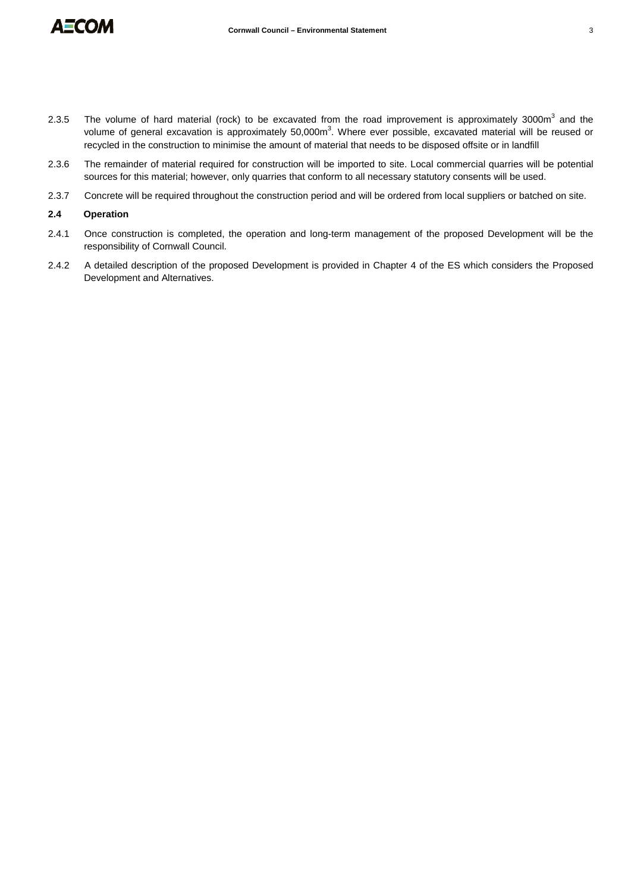2.3.5 The volume of hard material (rock) to be excavated from the road improvement is approximately $3000m^3$ and the volume of general excavation is approximately $50,000m^3$. Where ever possible, excavated material will be reused or recycled in the construction to minimise the amount of material that needs to be disposed offsite or in landfill

2.3.6 The remainder of material required for construction will be imported to site. Local commercial quarries will be potential sources for this material; however, only quarries that conform to all necessary statutory consents will be used.

2.3.7 Concrete will be required throughout the construction period and will be ordered from local suppliers or batched on site.

### 2.4 Operation

2.4.1 Once construction is completed, the operation and long-term management of the proposed Development will be the responsibility of Cornwall Council.

2.4.2 A detailed description of the proposed Development is provided in Chapter 4 of the ES which considers the Proposed Development and Alternatives.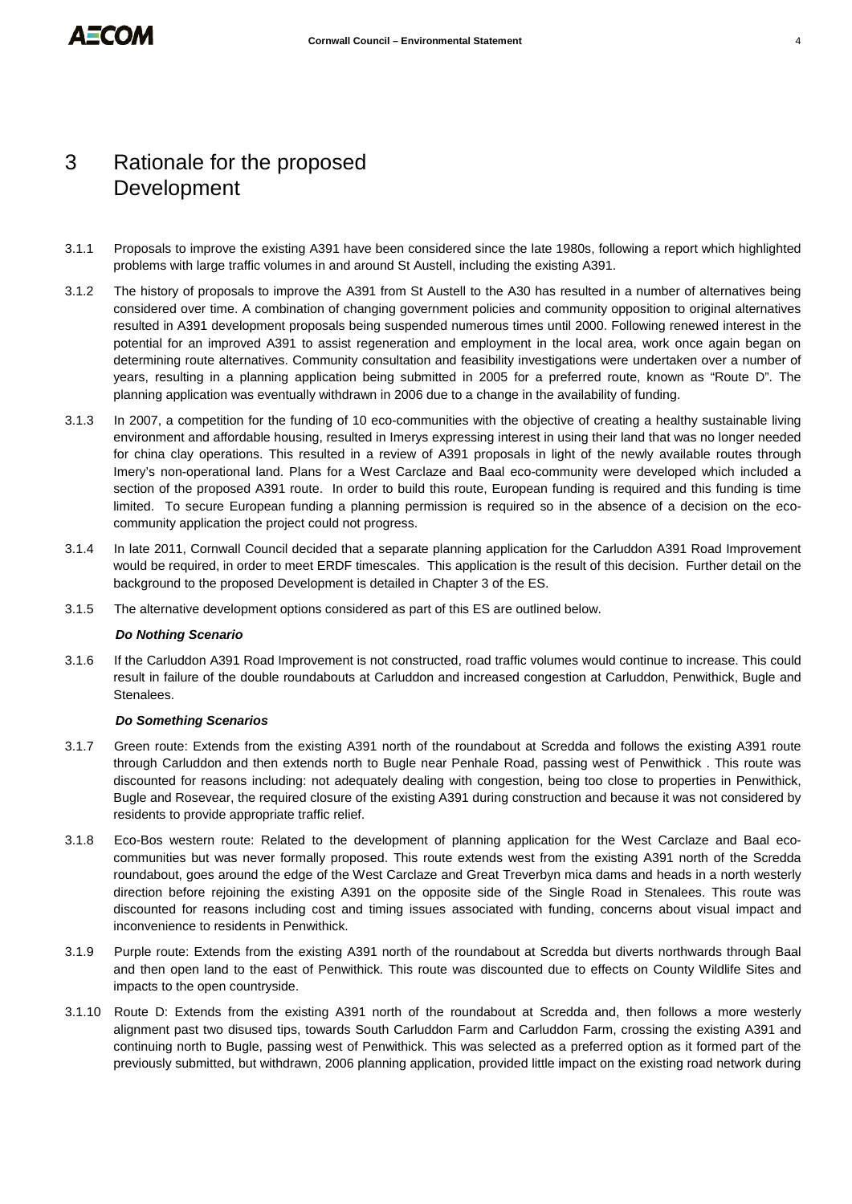# 3 Rationale for the proposed Development

3.1.1 Proposals to improve the existing A391 have been considered since the late 1980s, following a report which highlighted problems with large traffic volumes in and around St Austell, including the existing A391.

3.1.2 The history of proposals to improve the A391 from St Austell to the A30 has resulted in a number of alternatives being considered over time. A combination of changing government policies and community opposition to original alternatives resulted in A391 development proposals being suspended numerous times until 2000. Following renewed interest in the potential for an improved A391 to assist regeneration and employment in the local area, work once again began on determining route alternatives. Community consultation and feasibility investigations were undertaken over a number of years, resulting in a planning application being submitted in 2005 for a preferred route, known as "Route D". The planning application was eventually withdrawn in 2006 due to a change in the availability of funding.

3.1.3 In 2007, a competition for the funding of 10 eco-communities with the objective of creating a healthy sustainable living environment and affordable housing, resulted in Imerys expressing interest in using their land that was no longer needed for china clay operations. This resulted in a review of A391 proposals in light of the newly available routes through Imery's non-operational land. Plans for a West Carclaze and Baal eco-community were developed which included a section of the proposed A391 route. In order to build this route, European funding is required and this funding is time limited. To secure European funding a planning permission is required so in the absence of a decision on the eco-community application the project could not progress.

3.1.4 In late 2011, Cornwall Council decided that a separate planning application for the Carluddon A391 Road Improvement would be required, in order to meet ERDF timescales. This application is the result of this decision. Further detail on the background to the proposed Development is detailed in Chapter 3 of the ES.

3.1.5 The alternative development options considered as part of this ES are outlined below.

***Do Nothing Scenario***

3.1.6 If the Carluddon A391 Road Improvement is not constructed, road traffic volumes would continue to increase. This could result in failure of the double roundabouts at Carluddon and increased congestion at Carluddon, Penwithick, Bugle and Stenalees.

***Do Something Scenarios***

3.1.7 Green route: Extends from the existing A391 north of the roundabout at Scredda and follows the existing A391 route through Carluddon and then extends north to Bugle near Penhale Road, passing west of Penwithick . This route was discounted for reasons including: not adequately dealing with congestion, being too close to properties in Penwithick, Bugle and Rosevear, the required closure of the existing A391 during construction and because it was not considered by residents to provide appropriate traffic relief.

3.1.8 Eco-Bos western route: Related to the development of planning application for the West Carclaze and Baal eco-communities but was never formally proposed. This route extends west from the existing A391 north of the Scredda roundabout, goes around the edge of the West Carclaze and Great Treverbyn mica dams and heads in a north westerly direction before rejoining the existing A391 on the opposite side of the Single Road in Stenalees. This route was discounted for reasons including cost and timing issues associated with funding, concerns about visual impact and inconvenience to residents in Penwithick.

3.1.9 Purple route: Extends from the existing A391 north of the roundabout at Scredda but diverts northwards through Baal and then open land to the east of Penwithick. This route was discounted due to effects on County Wildlife Sites and impacts to the open countryside.

3.1.10 Route D: Extends from the existing A391 north of the roundabout at Scredda and, then follows a more westerly alignment past two disused tips, towards South Carluddon Farm and Carluddon Farm, crossing the existing A391 and continuing north to Bugle, passing west of Penwithick. This was selected as a preferred option as it formed part of the previously submitted, but withdrawn, 2006 planning application, provided little impact on the existing road network during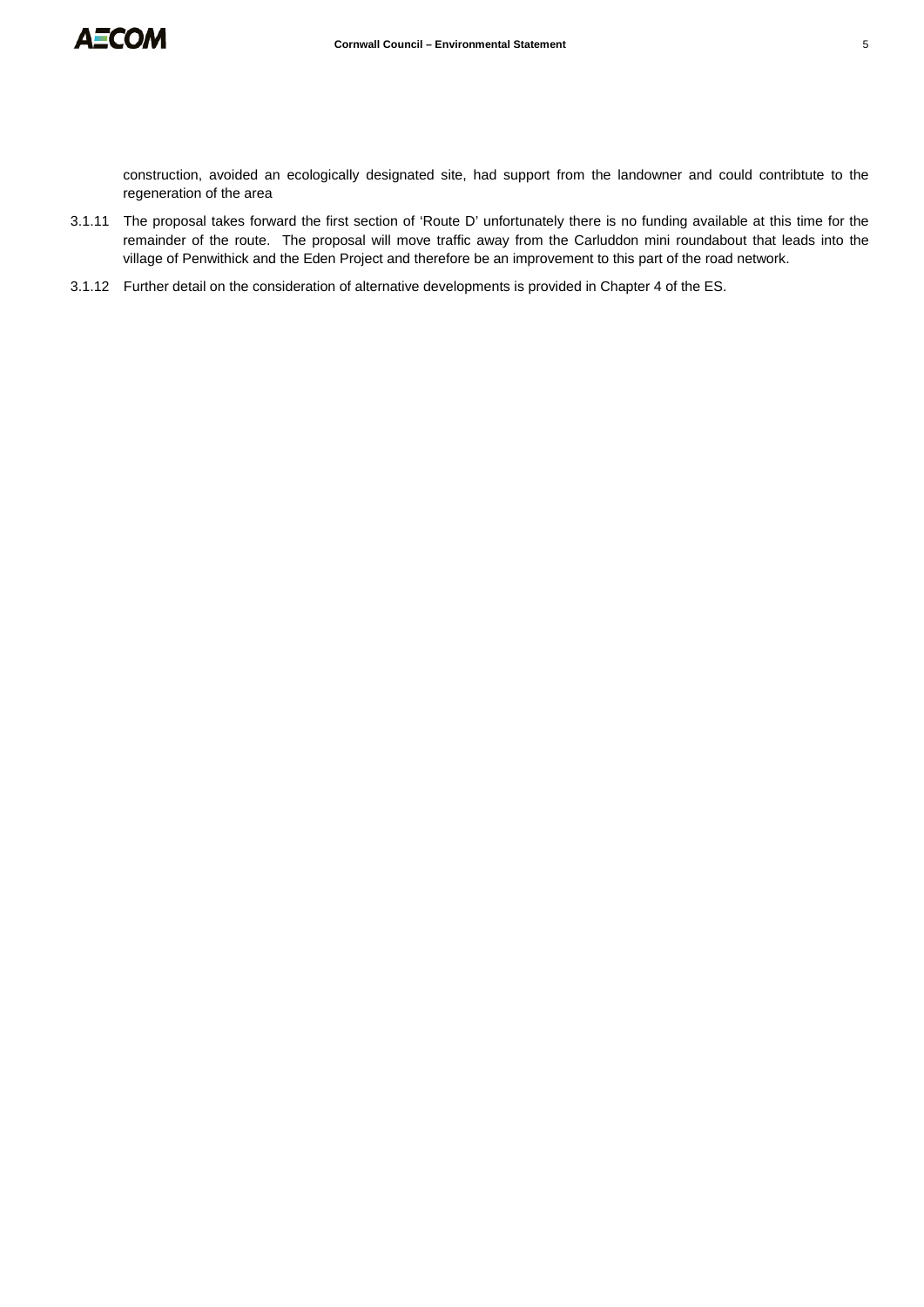construction, avoided an ecologically designated site, had support from the landowner and could contribtute to the regeneration of the area

3.1.11 The proposal takes forward the first section of 'Route D' unfortunately there is no funding available at this time for the remainder of the route. The proposal will move traffic away from the Carluddon mini roundabout that leads into the village of Penwithick and the Eden Project and therefore be an improvement to this part of the road network.

3.1.12 Further detail on the consideration of alternative developments is provided in Chapter 4 of the ES.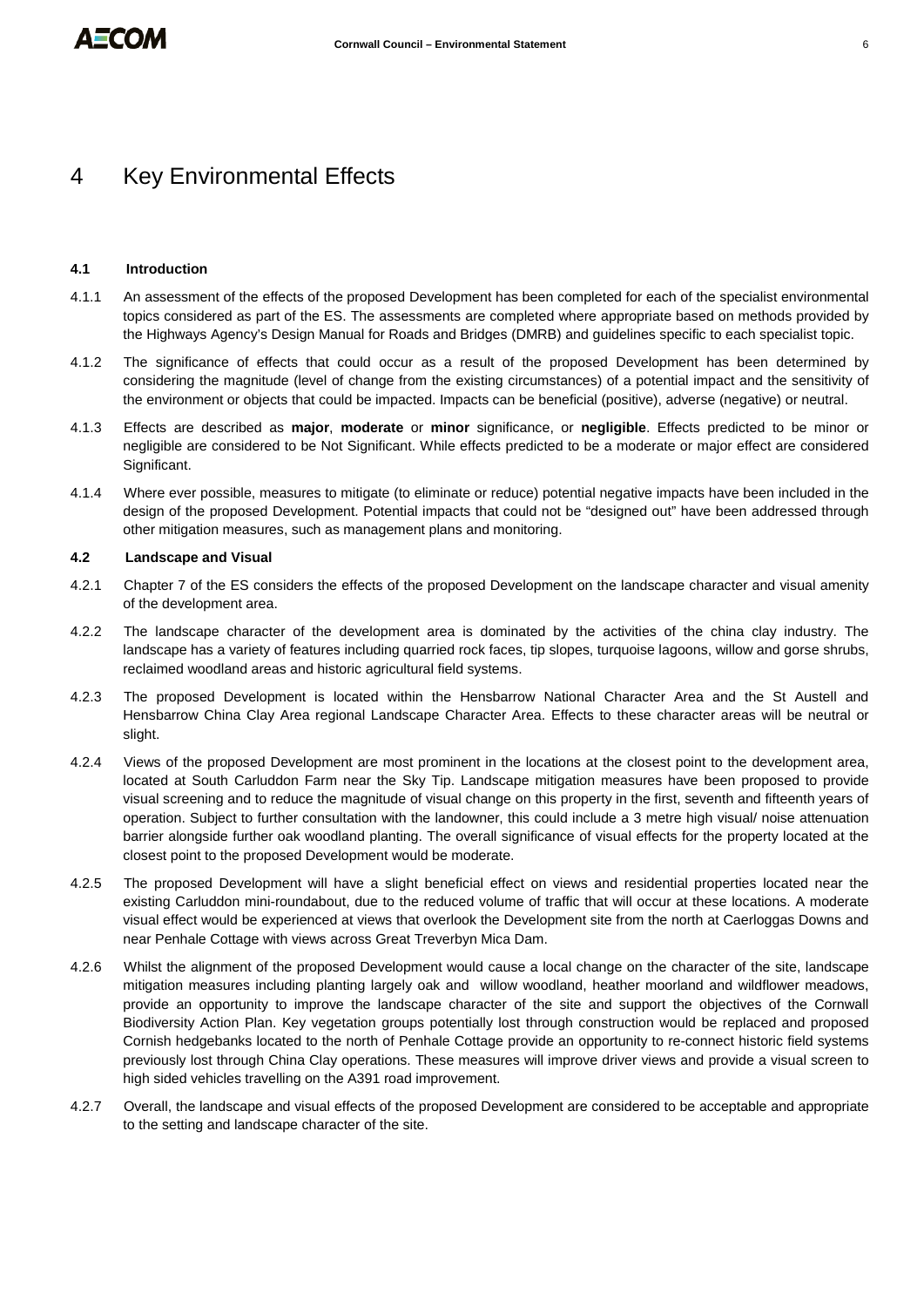# 4 Key Environmental Effects

### 4.1 Introduction

4.1.1 An assessment of the effects of the proposed Development has been completed for each of the specialist environmental topics considered as part of the ES. The assessments are completed where appropriate based on methods provided by the Highways Agency's Design Manual for Roads and Bridges (DMRB) and guidelines specific to each specialist topic.

4.1.2 The significance of effects that could occur as a result of the proposed Development has been determined by considering the magnitude (level of change from the existing circumstances) of a potential impact and the sensitivity of the environment or objects that could be impacted. Impacts can be beneficial (positive), adverse (negative) or neutral.

4.1.3 Effects are described as **major**, **moderate** or **minor** significance, or **negligible**. Effects predicted to be minor or negligible are considered to be Not Significant. While effects predicted to be a moderate or major effect are considered Significant.

4.1.4 Where ever possible, measures to mitigate (to eliminate or reduce) potential negative impacts have been included in the design of the proposed Development. Potential impacts that could not be "designed out" have been addressed through other mitigation measures, such as management plans and monitoring.

### 4.2 Landscape and Visual

4.2.1 Chapter 7 of the ES considers the effects of the proposed Development on the landscape character and visual amenity of the development area.

4.2.2 The landscape character of the development area is dominated by the activities of the china clay industry. The landscape has a variety of features including quarried rock faces, tip slopes, turquoise lagoons, willow and gorse shrubs, reclaimed woodland areas and historic agricultural field systems.

4.2.3 The proposed Development is located within the Hensbarrow National Character Area and the St Austell and Hensbarrow China Clay Area regional Landscape Character Area. Effects to these character areas will be neutral or slight.

4.2.4 Views of the proposed Development are most prominent in the locations at the closest point to the development area, located at South Carluddon Farm near the Sky Tip. Landscape mitigation measures have been proposed to provide visual screening and to reduce the magnitude of visual change on this property in the first, seventh and fifteenth years of operation. Subject to further consultation with the landowner, this could include a 3 metre high visual/ noise attenuation barrier alongside further oak woodland planting. The overall significance of visual effects for the property located at the closest point to the proposed Development would be moderate.

4.2.5 The proposed Development will have a slight beneficial effect on views and residential properties located near the existing Carluddon mini-roundabout, due to the reduced volume of traffic that will occur at these locations. A moderate visual effect would be experienced at views that overlook the Development site from the north at Caerloggas Downs and near Penhale Cottage with views across Great Treverbyn Mica Dam.

4.2.6 Whilst the alignment of the proposed Development would cause a local change on the character of the site, landscape mitigation measures including planting largely oak and willow woodland, heather moorland and wildflower meadows, provide an opportunity to improve the landscape character of the site and support the objectives of the Cornwall Biodiversity Action Plan. Key vegetation groups potentially lost through construction would be replaced and proposed Cornish hedgebanks located to the north of Penhale Cottage provide an opportunity to re-connect historic field systems previously lost through China Clay operations. These measures will improve driver views and provide a visual screen to high sided vehicles travelling on the A391 road improvement.

4.2.7 Overall, the landscape and visual effects of the proposed Development are considered to be acceptable and appropriate to the setting and landscape character of the site.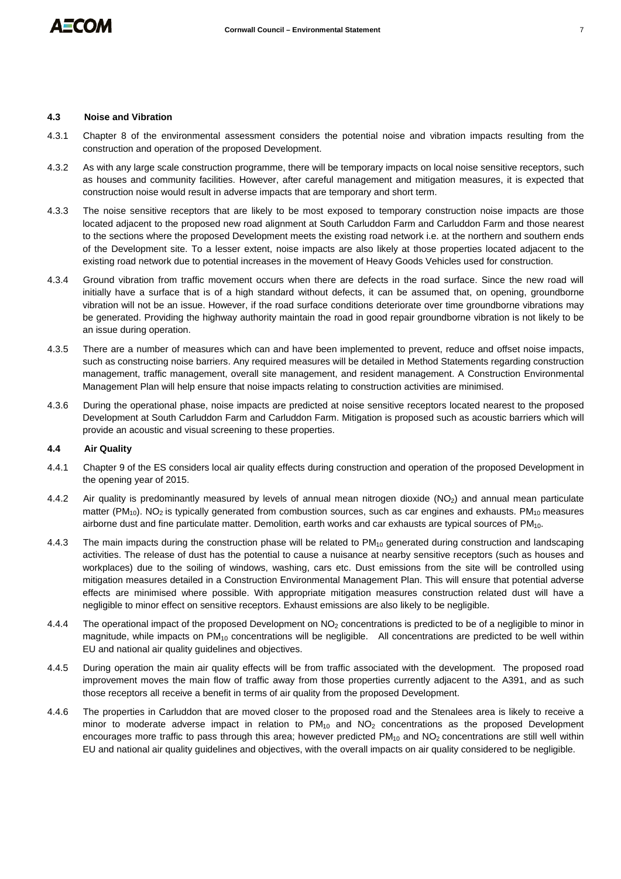### 4.3 Noise and Vibration

4.3.1 Chapter 8 of the environmental assessment considers the potential noise and vibration impacts resulting from the construction and operation of the proposed Development.

4.3.2 As with any large scale construction programme, there will be temporary impacts on local noise sensitive receptors, such as houses and community facilities. However, after careful management and mitigation measures, it is expected that construction noise would result in adverse impacts that are temporary and short term.

4.3.3 The noise sensitive receptors that are likely to be most exposed to temporary construction noise impacts are those located adjacent to the proposed new road alignment at South Carluddon Farm and Carluddon Farm and those nearest to the sections where the proposed Development meets the existing road network i.e. at the northern and southern ends of the Development site. To a lesser extent, noise impacts are also likely at those properties located adjacent to the existing road network due to potential increases in the movement of Heavy Goods Vehicles used for construction.

4.3.4 Ground vibration from traffic movement occurs when there are defects in the road surface. Since the new road will initially have a surface that is of a high standard without defects, it can be assumed that, on opening, groundborne vibration will not be an issue. However, if the road surface conditions deteriorate over time groundborne vibrations may be generated. Providing the highway authority maintain the road in good repair groundborne vibration is not likely to be an issue during operation.

4.3.5 There are a number of measures which can and have been implemented to prevent, reduce and offset noise impacts, such as constructing noise barriers. Any required measures will be detailed in Method Statements regarding construction management, traffic management, overall site management, and resident management. A Construction Environmental Management Plan will help ensure that noise impacts relating to construction activities are minimised.

4.3.6 During the operational phase, noise impacts are predicted at noise sensitive receptors located nearest to the proposed Development at South Carluddon Farm and Carluddon Farm. Mitigation is proposed such as acoustic barriers which will provide an acoustic and visual screening to these properties.

### 4.4 Air Quality

4.4.1 Chapter 9 of the ES considers local air quality effects during construction and operation of the proposed Development in the opening year of 2015.

4.4.2 Air quality is predominantly measured by levels of annual mean nitrogen dioxide ($NO_2$) and annual mean particulate matter ($PM_{10}$). $NO_2$ is typically generated from combustion sources, such as car engines and exhausts. $PM_{10}$ measures airborne dust and fine particulate matter. Demolition, earth works and car exhausts are typical sources of $PM_{10}$.

4.4.3 The main impacts during the construction phase will be related to $PM_{10}$ generated during construction and landscaping activities. The release of dust has the potential to cause a nuisance at nearby sensitive receptors (such as houses and workplaces) due to the soiling of windows, washing, cars etc. Dust emissions from the site will be controlled using mitigation measures detailed in a Construction Environmental Management Plan. This will ensure that potential adverse effects are minimised where possible. With appropriate mitigation measures construction related dust will have a negligible to minor effect on sensitive receptors. Exhaust emissions are also likely to be negligible.

4.4.4 The operational impact of the proposed Development on $NO_2$ concentrations is predicted to be of a negligible to minor in magnitude, while impacts on $PM_{10}$ concentrations will be negligible. All concentrations are predicted to be well within EU and national air quality guidelines and objectives.

4.4.5 During operation the main air quality effects will be from traffic associated with the development. The proposed road improvement moves the main flow of traffic away from those properties currently adjacent to the A391, and as such those receptors all receive a benefit in terms of air quality from the proposed Development.

4.4.6 The properties in Carluddon that are moved closer to the proposed road and the Stenalees area is likely to receive a minor to moderate adverse impact in relation to $PM_{10}$ and $NO_2$ concentrations as the proposed Development encourages more traffic to pass through this area; however predicted $PM_{10}$ and $NO_2$ concentrations are still well within EU and national air quality guidelines and objectives, with the overall impacts on air quality considered to be negligible.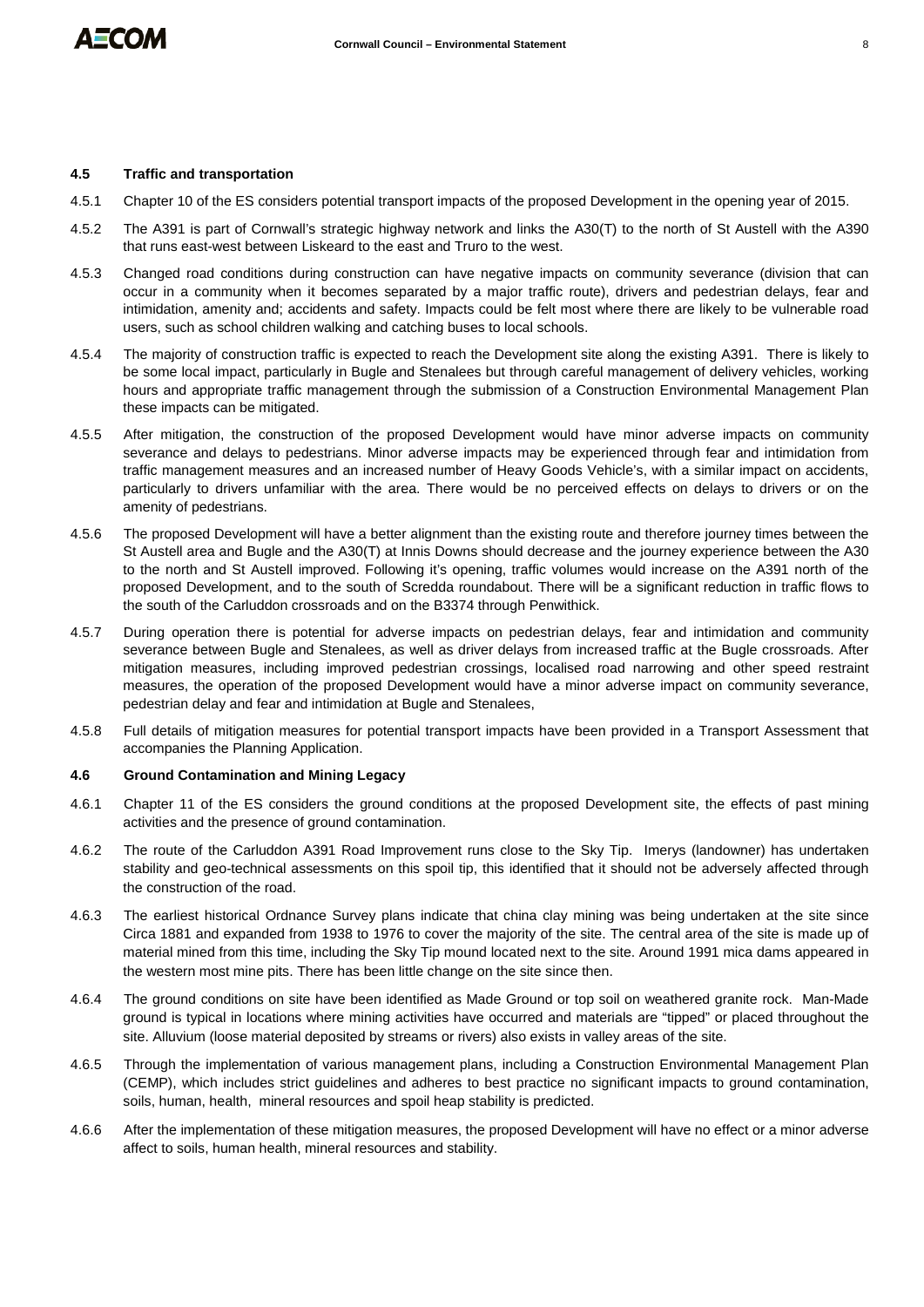### 4.5 Traffic and transportation

4.5.1 Chapter 10 of the ES considers potential transport impacts of the proposed Development in the opening year of 2015.

4.5.2 The A391 is part of Cornwall's strategic highway network and links the A30(T) to the north of St Austell with the A390 that runs east-west between Liskeard to the east and Truro to the west.

4.5.3 Changed road conditions during construction can have negative impacts on community severance (division that can occur in a community when it becomes separated by a major traffic route), drivers and pedestrian delays, fear and intimidation, amenity and; accidents and safety. Impacts could be felt most where there are likely to be vulnerable road users, such as school children walking and catching buses to local schools.

4.5.4 The majority of construction traffic is expected to reach the Development site along the existing A391. There is likely to be some local impact, particularly in Bugle and Stenalees but through careful management of delivery vehicles, working hours and appropriate traffic management through the submission of a Construction Environmental Management Plan these impacts can be mitigated.

4.5.5 After mitigation, the construction of the proposed Development would have minor adverse impacts on community severance and delays to pedestrians. Minor adverse impacts may be experienced through fear and intimidation from traffic management measures and an increased number of Heavy Goods Vehicle's, with a similar impact on accidents, particularly to drivers unfamiliar with the area. There would be no perceived effects on delays to drivers or on the amenity of pedestrians.

4.5.6 The proposed Development will have a better alignment than the existing route and therefore journey times between the St Austell area and Bugle and the A30(T) at Innis Downs should decrease and the journey experience between the A30 to the north and St Austell improved. Following it's opening, traffic volumes would increase on the A391 north of the proposed Development, and to the south of Scredda roundabout. There will be a significant reduction in traffic flows to the south of the Carluddon crossroads and on the B3374 through Penwithick.

4.5.7 During operation there is potential for adverse impacts on pedestrian delays, fear and intimidation and community severance between Bugle and Stenalees, as well as driver delays from increased traffic at the Bugle crossroads. After mitigation measures, including improved pedestrian crossings, localised road narrowing and other speed restraint measures, the operation of the proposed Development would have a minor adverse impact on community severance, pedestrian delay and fear and intimidation at Bugle and Stenalees,

4.5.8 Full details of mitigation measures for potential transport impacts have been provided in a Transport Assessment that accompanies the Planning Application.

### 4.6 Ground Contamination and Mining Legacy

4.6.1 Chapter 11 of the ES considers the ground conditions at the proposed Development site, the effects of past mining activities and the presence of ground contamination.

4.6.2 The route of the Carluddon A391 Road Improvement runs close to the Sky Tip. Imerys (landowner) has undertaken stability and geo-technical assessments on this spoil tip, this identified that it should not be adversely affected through the construction of the road.

4.6.3 The earliest historical Ordnance Survey plans indicate that china clay mining was being undertaken at the site since Circa 1881 and expanded from 1938 to 1976 to cover the majority of the site. The central area of the site is made up of material mined from this time, including the Sky Tip mound located next to the site. Around 1991 mica dams appeared in the western most mine pits. There has been little change on the site since then.

4.6.4 The ground conditions on site have been identified as Made Ground or top soil on weathered granite rock. Man-Made ground is typical in locations where mining activities have occurred and materials are "tipped" or placed throughout the site. Alluvium (loose material deposited by streams or rivers) also exists in valley areas of the site.

4.6.5 Through the implementation of various management plans, including a Construction Environmental Management Plan (CEMP), which includes strict guidelines and adheres to best practice no significant impacts to ground contamination, soils, human, health, mineral resources and spoil heap stability is predicted.

4.6.6 After the implementation of these mitigation measures, the proposed Development will have no effect or a minor adverse affect to soils, human health, mineral resources and stability.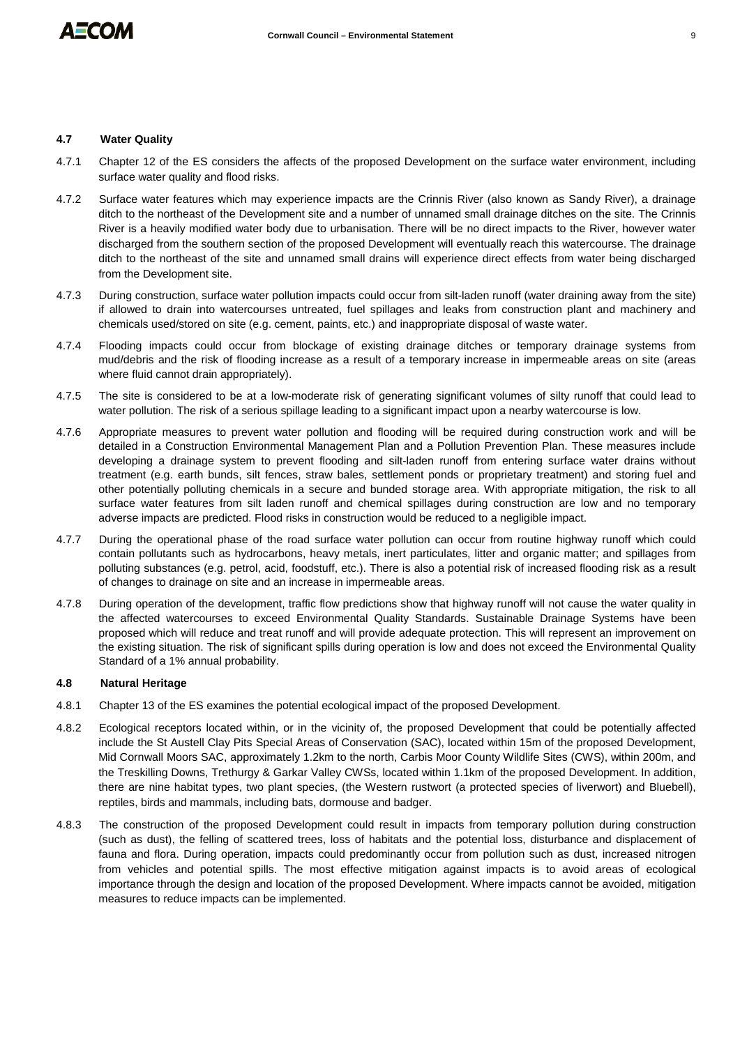### 4.7 Water Quality

4.7.1 Chapter 12 of the ES considers the affects of the proposed Development on the surface water environment, including surface water quality and flood risks.

4.7.2 Surface water features which may experience impacts are the Crinnis River (also known as Sandy River), a drainage ditch to the northeast of the Development site and a number of unnamed small drainage ditches on the site. The Crinnis River is a heavily modified water body due to urbanisation. There will be no direct impacts to the River, however water discharged from the southern section of the proposed Development will eventually reach this watercourse. The drainage ditch to the northeast of the site and unnamed small drains will experience direct effects from water being discharged from the Development site.

4.7.3 During construction, surface water pollution impacts could occur from silt-laden runoff (water draining away from the site) if allowed to drain into watercourses untreated, fuel spillages and leaks from construction plant and machinery and chemicals used/stored on site (e.g. cement, paints, etc.) and inappropriate disposal of waste water.

4.7.4 Flooding impacts could occur from blockage of existing drainage ditches or temporary drainage systems from mud/debris and the risk of flooding increase as a result of a temporary increase in impermeable areas on site (areas where fluid cannot drain appropriately).

4.7.5 The site is considered to be at a low-moderate risk of generating significant volumes of silty runoff that could lead to water pollution. The risk of a serious spillage leading to a significant impact upon a nearby watercourse is low.

4.7.6 Appropriate measures to prevent water pollution and flooding will be required during construction work and will be detailed in a Construction Environmental Management Plan and a Pollution Prevention Plan. These measures include developing a drainage system to prevent flooding and silt-laden runoff from entering surface water drains without treatment (e.g. earth bunds, silt fences, straw bales, settlement ponds or proprietary treatment) and storing fuel and other potentially polluting chemicals in a secure and bunded storage area. With appropriate mitigation, the risk to all surface water features from silt laden runoff and chemical spillages during construction are low and no temporary adverse impacts are predicted. Flood risks in construction would be reduced to a negligible impact.

4.7.7 During the operational phase of the road surface water pollution can occur from routine highway runoff which could contain pollutants such as hydrocarbons, heavy metals, inert particulates, litter and organic matter; and spillages from polluting substances (e.g. petrol, acid, foodstuff, etc.). There is also a potential risk of increased flooding risk as a result of changes to drainage on site and an increase in impermeable areas.

4.7.8 During operation of the development, traffic flow predictions show that highway runoff will not cause the water quality in the affected watercourses to exceed Environmental Quality Standards. Sustainable Drainage Systems have been proposed which will reduce and treat runoff and will provide adequate protection. This will represent an improvement on the existing situation. The risk of significant spills during operation is low and does not exceed the Environmental Quality Standard of a 1% annual probability.

### 4.8 Natural Heritage

4.8.1 Chapter 13 of the ES examines the potential ecological impact of the proposed Development.

4.8.2 Ecological receptors located within, or in the vicinity of, the proposed Development that could be potentially affected include the St Austell Clay Pits Special Areas of Conservation (SAC), located within 15m of the proposed Development, Mid Cornwall Moors SAC, approximately 1.2km to the north, Carbis Moor County Wildlife Sites (CWS), within 200m, and the Treskilling Downs, Trethurgy & Garkar Valley CWSs, located within 1.1km of the proposed Development. In addition, there are nine habitat types, two plant species, (the Western rustwort (a protected species of liverwort) and Bluebell), reptiles, birds and mammals, including bats, dormouse and badger.

4.8.3 The construction of the proposed Development could result in impacts from temporary pollution during construction (such as dust), the felling of scattered trees, loss of habitats and the potential loss, disturbance and displacement of fauna and flora. During operation, impacts could predominantly occur from pollution such as dust, increased nitrogen from vehicles and potential spills. The most effective mitigation against impacts is to avoid areas of ecological importance through the design and location of the proposed Development. Where impacts cannot be avoided, mitigation measures to reduce impacts can be implemented.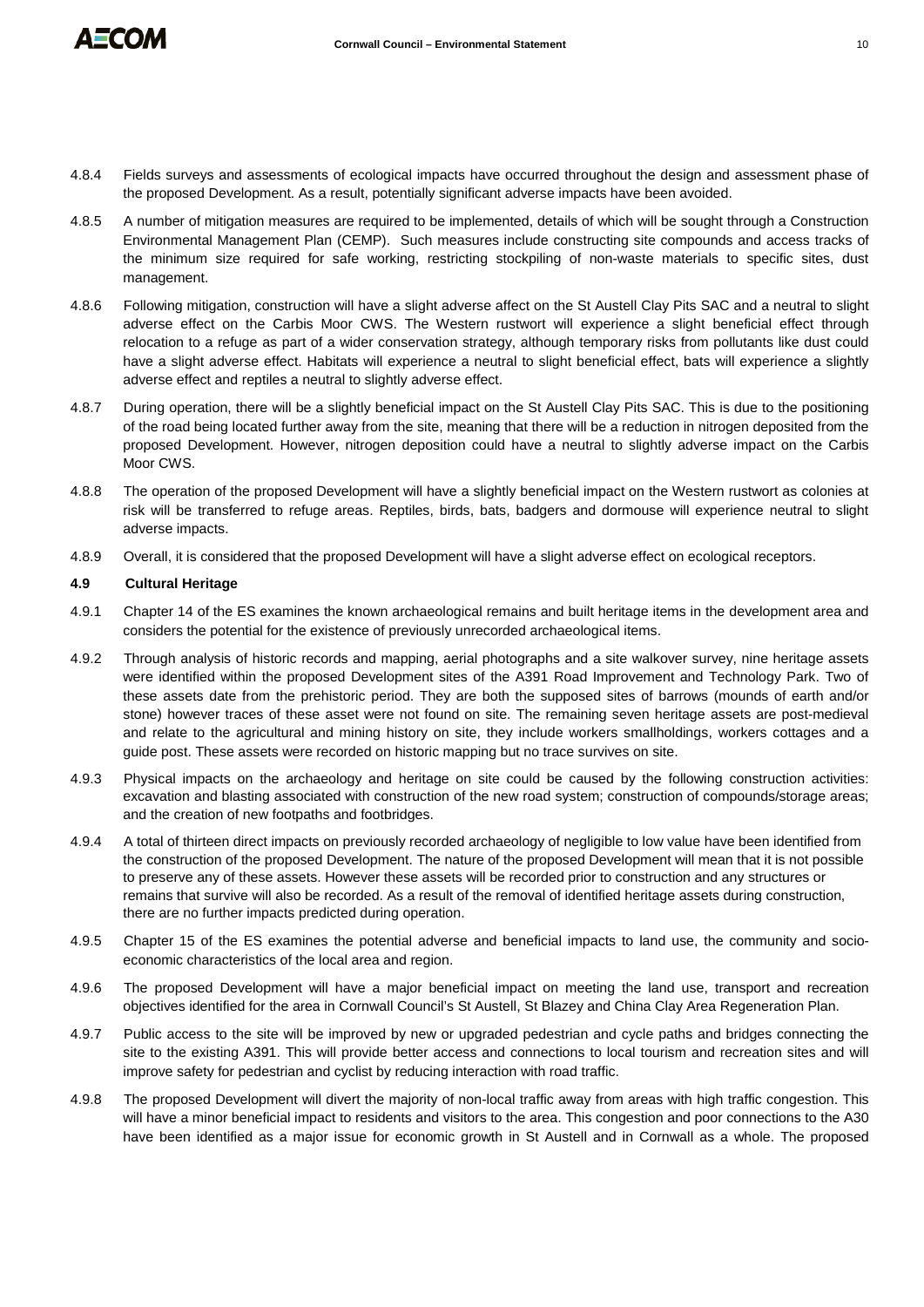4.8.4 Fields surveys and assessments of ecological impacts have occurred throughout the design and assessment phase of the proposed Development. As a result, potentially significant adverse impacts have been avoided.

4.8.5 A number of mitigation measures are required to be implemented, details of which will be sought through a Construction Environmental Management Plan (CEMP). Such measures include constructing site compounds and access tracks of the minimum size required for safe working, restricting stockpiling of non-waste materials to specific sites, dust management.

4.8.6 Following mitigation, construction will have a slight adverse affect on the St Austell Clay Pits SAC and a neutral to slight adverse effect on the Carbis Moor CWS. The Western rustwort will experience a slight beneficial effect through relocation to a refuge as part of a wider conservation strategy, although temporary risks from pollutants like dust could have a slight adverse effect. Habitats will experience a neutral to slight beneficial effect, bats will experience a slightly adverse effect and reptiles a neutral to slightly adverse effect.

4.8.7 During operation, there will be a slightly beneficial impact on the St Austell Clay Pits SAC. This is due to the positioning of the road being located further away from the site, meaning that there will be a reduction in nitrogen deposited from the proposed Development. However, nitrogen deposition could have a neutral to slightly adverse impact on the Carbis Moor CWS.

4.8.8 The operation of the proposed Development will have a slightly beneficial impact on the Western rustwort as colonies at risk will be transferred to refuge areas. Reptiles, birds, bats, badgers and dormouse will experience neutral to slight adverse impacts.

4.8.9 Overall, it is considered that the proposed Development will have a slight adverse effect on ecological receptors.

### 4.9 Cultural Heritage

4.9.1 Chapter 14 of the ES examines the known archaeological remains and built heritage items in the development area and considers the potential for the existence of previously unrecorded archaeological items.

4.9.2 Through analysis of historic records and mapping, aerial photographs and a site walkover survey, nine heritage assets were identified within the proposed Development sites of the A391 Road Improvement and Technology Park. Two of these assets date from the prehistoric period. They are both the supposed sites of barrows (mounds of earth and/or stone) however traces of these asset were not found on site. The remaining seven heritage assets are post-medieval and relate to the agricultural and mining history on site, they include workers smallholdings, workers cottages and a guide post. These assets were recorded on historic mapping but no trace survives on site.

4.9.3 Physical impacts on the archaeology and heritage on site could be caused by the following construction activities: excavation and blasting associated with construction of the new road system; construction of compounds/storage areas; and the creation of new footpaths and footbridges.

4.9.4 A total of thirteen direct impacts on previously recorded archaeology of negligible to low value have been identified from the construction of the proposed Development. The nature of the proposed Development will mean that it is not possible to preserve any of these assets. However these assets will be recorded prior to construction and any structures or remains that survive will also be recorded. As a result of the removal of identified heritage assets during construction, there are no further impacts predicted during operation.

4.9.5 Chapter 15 of the ES examines the potential adverse and beneficial impacts to land use, the community and socio-economic characteristics of the local area and region.

4.9.6 The proposed Development will have a major beneficial impact on meeting the land use, transport and recreation objectives identified for the area in Cornwall Council's St Austell, St Blazey and China Clay Area Regeneration Plan.

4.9.7 Public access to the site will be improved by new or upgraded pedestrian and cycle paths and bridges connecting the site to the existing A391. This will provide better access and connections to local tourism and recreation sites and will improve safety for pedestrian and cyclist by reducing interaction with road traffic.

4.9.8 The proposed Development will divert the majority of non-local traffic away from areas with high traffic congestion. This will have a minor beneficial impact to residents and visitors to the area. This congestion and poor connections to the A30 have been identified as a major issue for economic growth in St Austell and in Cornwall as a whole. The proposed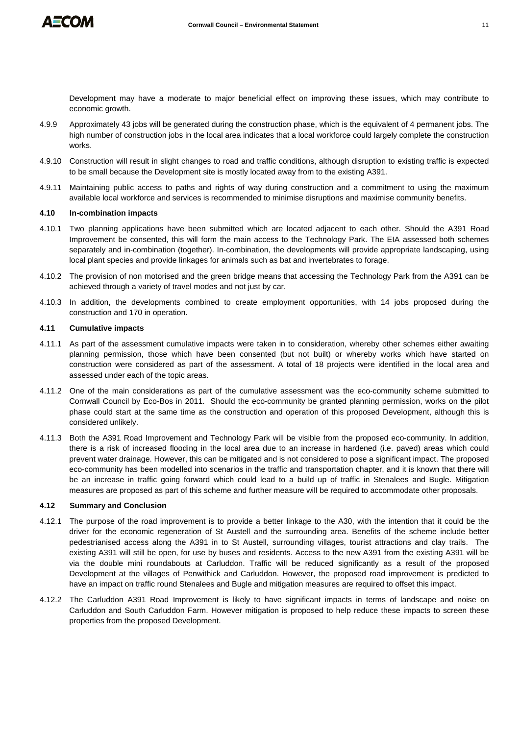Development may have a moderate to major beneficial effect on improving these issues, which may contribute to economic growth.

4.9.9 Approximately 43 jobs will be generated during the construction phase, which is the equivalent of 4 permanent jobs. The high number of construction jobs in the local area indicates that a local workforce could largely complete the construction works.

4.9.10 Construction will result in slight changes to road and traffic conditions, although disruption to existing traffic is expected to be small because the Development site is mostly located away from to the existing A391.

4.9.11 Maintaining public access to paths and rights of way during construction and a commitment to using the maximum available local workforce and services is recommended to minimise disruptions and maximise community benefits.

### 4.10 In-combination impacts

4.10.1 Two planning applications have been submitted which are located adjacent to each other. Should the A391 Road Improvement be consented, this will form the main access to the Technology Park. The EIA assessed both schemes separately and in-combination (together). In-combination, the developments will provide appropriate landscaping, using local plant species and provide linkages for animals such as bat and invertebrates to forage.

4.10.2 The provision of non motorised and the green bridge means that accessing the Technology Park from the A391 can be achieved through a variety of travel modes and not just by car.

4.10.3 In addition, the developments combined to create employment opportunities, with 14 jobs proposed during the construction and 170 in operation.

### 4.11 Cumulative impacts

4.11.1 As part of the assessment cumulative impacts were taken in to consideration, whereby other schemes either awaiting planning permission, those which have been consented (but not built) or whereby works which have started on construction were considered as part of the assessment. A total of 18 projects were identified in the local area and assessed under each of the topic areas.

4.11.2 One of the main considerations as part of the cumulative assessment was the eco-community scheme submitted to Cornwall Council by Eco-Bos in 2011. Should the eco-community be granted planning permission, works on the pilot phase could start at the same time as the construction and operation of this proposed Development, although this is considered unlikely.

4.11.3 Both the A391 Road Improvement and Technology Park will be visible from the proposed eco-community. In addition, there is a risk of increased flooding in the local area due to an increase in hardened (i.e. paved) areas which could prevent water drainage. However, this can be mitigated and is not considered to pose a significant impact. The proposed eco-community has been modelled into scenarios in the traffic and transportation chapter, and it is known that there will be an increase in traffic going forward which could lead to a build up of traffic in Stenalees and Bugle. Mitigation measures are proposed as part of this scheme and further measure will be required to accommodate other proposals.

### 4.12 Summary and Conclusion

4.12.1 The purpose of the road improvement is to provide a better linkage to the A30, with the intention that it could be the driver for the economic regeneration of St Austell and the surrounding area. Benefits of the scheme include better pedestrianised access along the A391 in to St Austell, surrounding villages, tourist attractions and clay trails. The existing A391 will still be open, for use by buses and residents. Access to the new A391 from the existing A391 will be via the double mini roundabouts at Carluddon. Traffic will be reduced significantly as a result of the proposed Development at the villages of Penwithick and Carluddon. However, the proposed road improvement is predicted to have an impact on traffic round Stenalees and Bugle and mitigation measures are required to offset this impact.

4.12.2 The Carluddon A391 Road Improvement is likely to have significant impacts in terms of landscape and noise on Carluddon and South Carluddon Farm. However mitigation is proposed to help reduce these impacts to screen these properties from the proposed Development.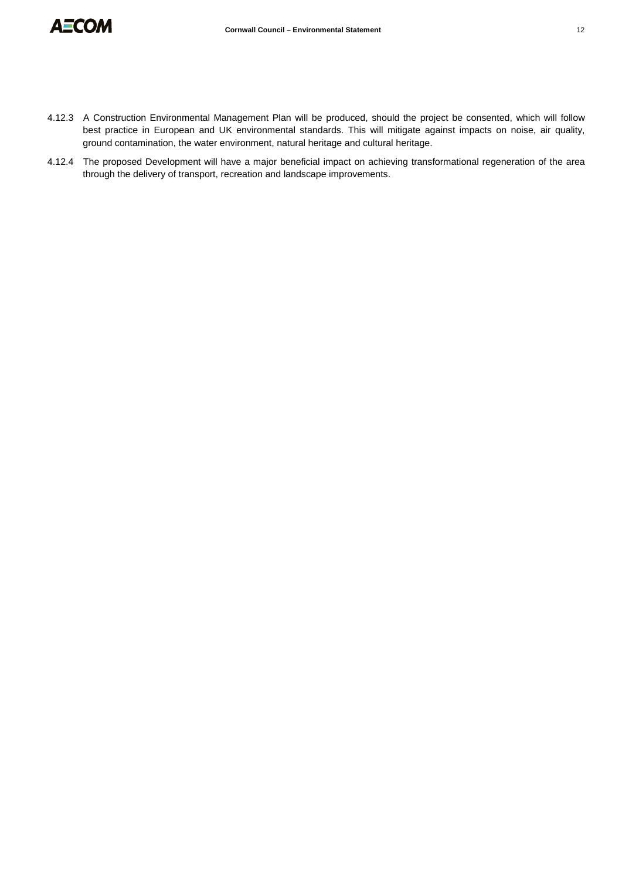4.12.3 A Construction Environmental Management Plan will be produced, should the project be consented, which will follow best practice in European and UK environmental standards. This will mitigate against impacts on noise, air quality, ground contamination, the water environment, natural heritage and cultural heritage.

4.12.4 The proposed Development will have a major beneficial impact on achieving transformational regeneration of the area through the delivery of transport, recreation and landscape improvements.